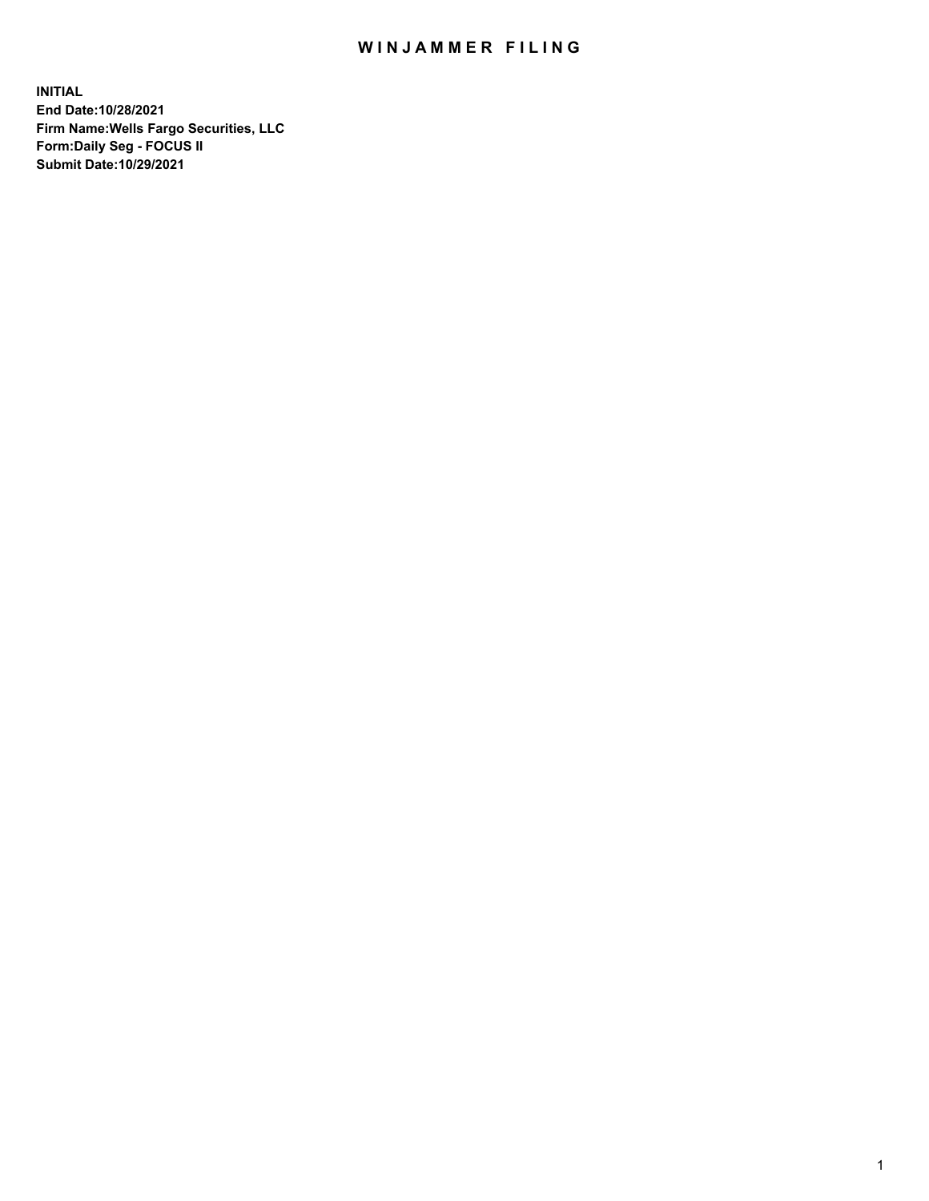# WINJAMMER FILING

**INITIAL**
**End Date:10/28/2021**
**Firm Name:Wells Fargo Securities, LLC**
**Form:Daily Seg - FOCUS II**
**Submit Date:10/29/2021**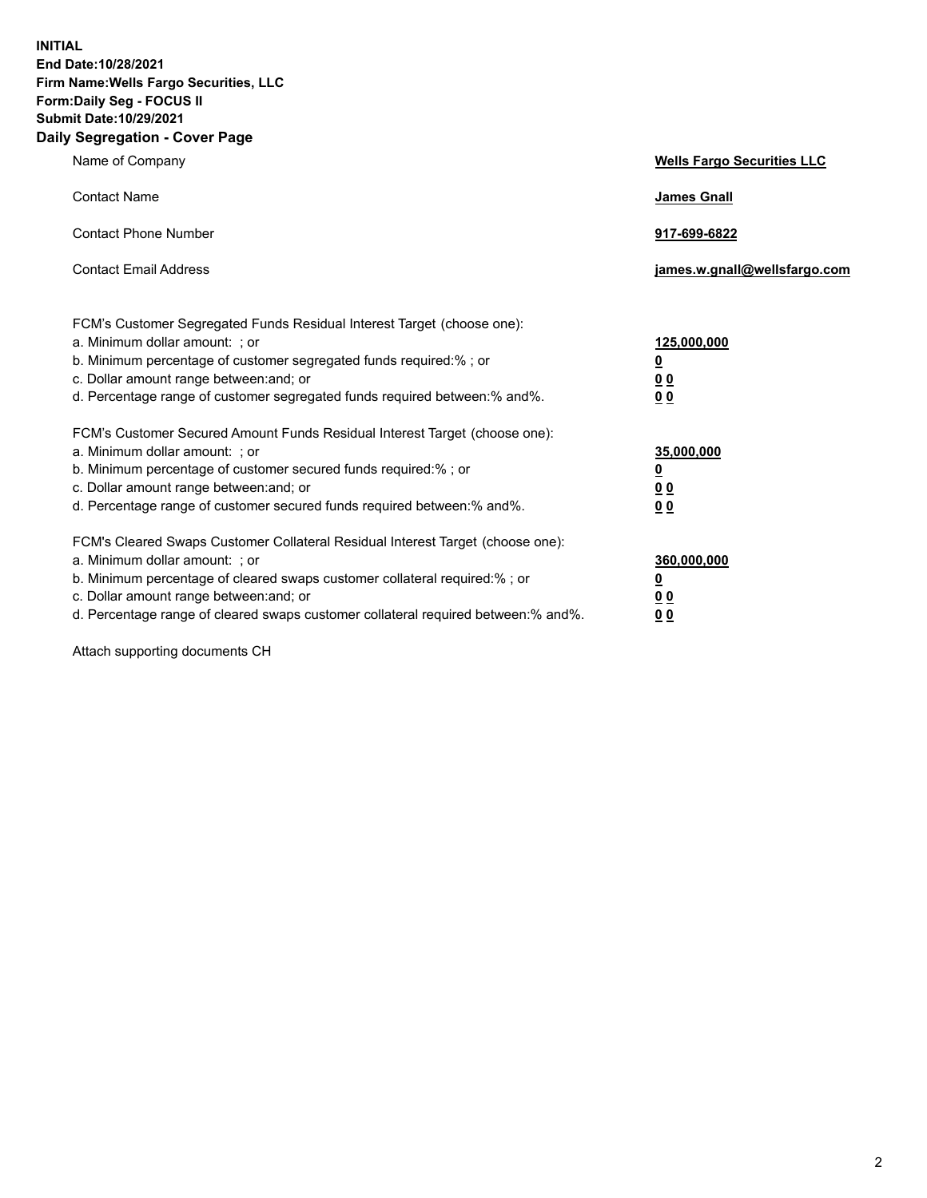**INITIAL**
**End Date:10/28/2021**
**Firm Name:Wells Fargo Securities, LLC**
**Form:Daily Seg - FOCUS II**
**Submit Date:10/29/2021**
**Daily Segregation - Cover Page**

| | |
|---|---|
| Name of Company | **Wells Fargo Securities LLC** |
| Contact Name | **James Gnall** |
| Contact Phone Number | **917-699-6822** |
| Contact Email Address | **james.w.gnall@wellsfargo.com** |

| | |
|---|---|
| FCM's Customer Segregated Funds Residual Interest Target (choose one): | |
| a. Minimum dollar amount: ; or | **125,000,000** |
| b. Minimum percentage of customer segregated funds required:% ; or | **0** |
| c. Dollar amount range between:and; or | **0 0** |
| d. Percentage range of customer segregated funds required between:% and%. | **0 0** |
| FCM's Customer Secured Amount Funds Residual Interest Target (choose one): | |
| a. Minimum dollar amount: ; or | **35,000,000** |
| b. Minimum percentage of customer secured funds required:% ; or | **0** |
| c. Dollar amount range between:and; or | **0 0** |
| d. Percentage range of customer secured funds required between:% and%. | **0 0** |
| FCM's Cleared Swaps Customer Collateral Residual Interest Target (choose one): | |
| a. Minimum dollar amount: ; or | **360,000,000** |
| b. Minimum percentage of cleared swaps customer collateral required:% ; or | **0** |
| c. Dollar amount range between:and; or | **0 0** |
| d. Percentage range of cleared swaps customer collateral required between:% and%. | **0 0** |

Attach supporting documents CH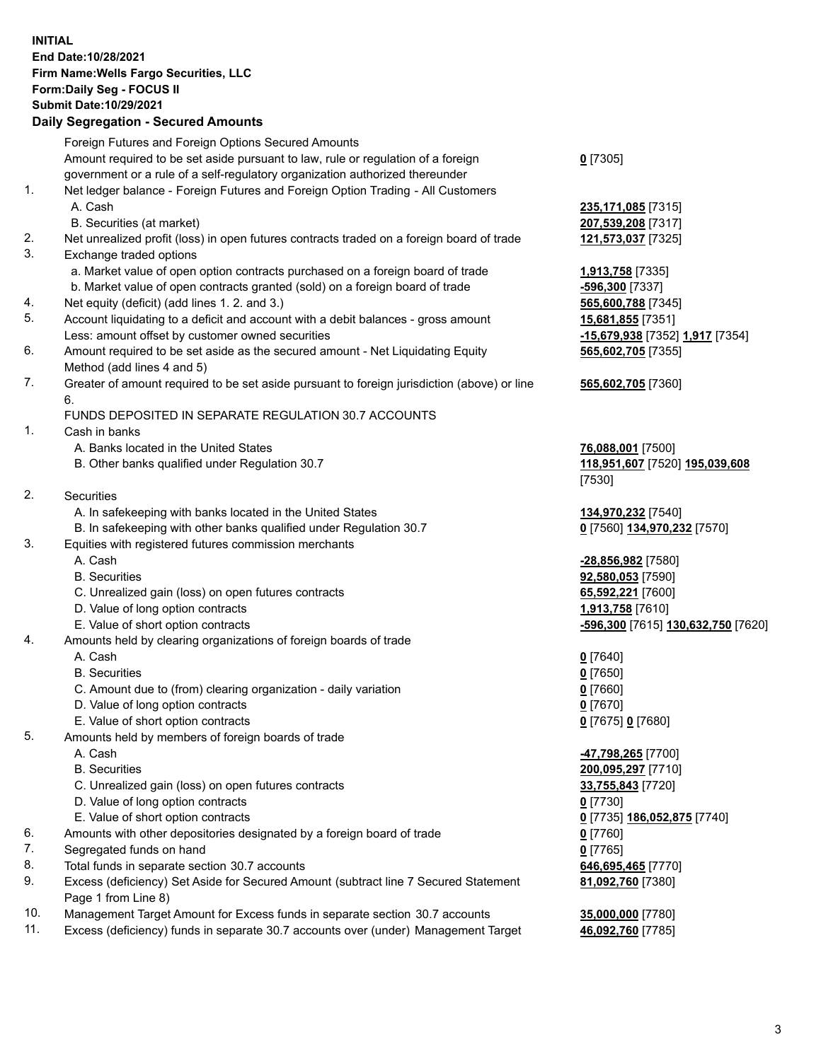**INITIAL**
**End Date:10/28/2021**
**Firm Name:Wells Fargo Securities, LLC**
**Form:Daily Seg - FOCUS II**
**Submit Date:10/29/2021**

## Daily Segregation - Secured Amounts

| | | |
|---|---|---|
| | Foreign Futures and Foreign Options Secured Amounts | |
| | Amount required to be set aside pursuant to law, rule or regulation of a foreign government or a rule of a self-regulatory organization authorized thereunder | **0** [7305] |
| 1. | Net ledger balance - Foreign Futures and Foreign Option Trading - All Customers | |
| | A. Cash | **235,171,085** [7315] |
| | B. Securities (at market) | **207,539,208** [7317] |
| 2. | Net unrealized profit (loss) in open futures contracts traded on a foreign board of trade | **121,573,037** [7325] |
| 3. | Exchange traded options | |
| | a. Market value of open option contracts purchased on a foreign board of trade | **1,913,758** [7335] |
| | b. Market value of open contracts granted (sold) on a foreign board of trade | **-596,300** [7337] |
| 4. | Net equity (deficit) (add lines 1. 2. and 3.) | **565,600,788** [7345] |
| 5. | Account liquidating to a deficit and account with a debit balances - gross amount | **15,681,855** [7351] |
| | Less: amount offset by customer owned securities | **-15,679,938** [7352] **1,917** [7354] |
| 6. | Amount required to be set aside as the secured amount - Net Liquidating Equity Method (add lines 4 and 5) | **565,602,705** [7355] |
| 7. | Greater of amount required to be set aside pursuant to foreign jurisdiction (above) or line 6. | **565,602,705** [7360] |
| | FUNDS DEPOSITED IN SEPARATE REGULATION 30.7 ACCOUNTS | |
| 1. | Cash in banks | |
| | A. Banks located in the United States | **76,088,001** [7500] |
| | B. Other banks qualified under Regulation 30.7 | **118,951,607** [7520] **195,039,608** [7530] |
| 2. | Securities | |
| | A. In safekeeping with banks located in the United States | **134,970,232** [7540] |
| | B. In safekeeping with other banks qualified under Regulation 30.7 | **0** [7560] **134,970,232** [7570] |
| 3. | Equities with registered futures commission merchants | |
| | A. Cash | **-28,856,982** [7580] |
| | B. Securities | **92,580,053** [7590] |
| | C. Unrealized gain (loss) on open futures contracts | **65,592,221** [7600] |
| | D. Value of long option contracts | **1,913,758** [7610] |
| | E. Value of short option contracts | **-596,300** [7615] **130,632,750** [7620] |
| 4. | Amounts held by clearing organizations of foreign boards of trade | |
| | A. Cash | **0** [7640] |
| | B. Securities | **0** [7650] |
| | C. Amount due to (from) clearing organization - daily variation | **0** [7660] |
| | D. Value of long option contracts | **0** [7670] |
| | E. Value of short option contracts | **0** [7675] **0** [7680] |
| 5. | Amounts held by members of foreign boards of trade | |
| | A. Cash | **-47,798,265** [7700] |
| | B. Securities | **200,095,297** [7710] |
| | C. Unrealized gain (loss) on open futures contracts | **33,755,843** [7720] |
| | D. Value of long option contracts | **0** [7730] |
| | E. Value of short option contracts | **0** [7735] **186,052,875** [7740] |
| 6. | Amounts with other depositories designated by a foreign board of trade | **0** [7760] |
| 7. | Segregated funds on hand | **0** [7765] |
| 8. | Total funds in separate section 30.7 accounts | **646,695,465** [7770] |
| 9. | Excess (deficiency) Set Aside for Secured Amount (subtract line 7 Secured Statement Page 1 from Line 8) | **81,092,760** [7380] |
| 10. | Management Target Amount for Excess funds in separate section 30.7 accounts | **35,000,000** [7780] |
| 11. | Excess (deficiency) funds in separate 30.7 accounts over (under) Management Target | **46,092,760** [7785] |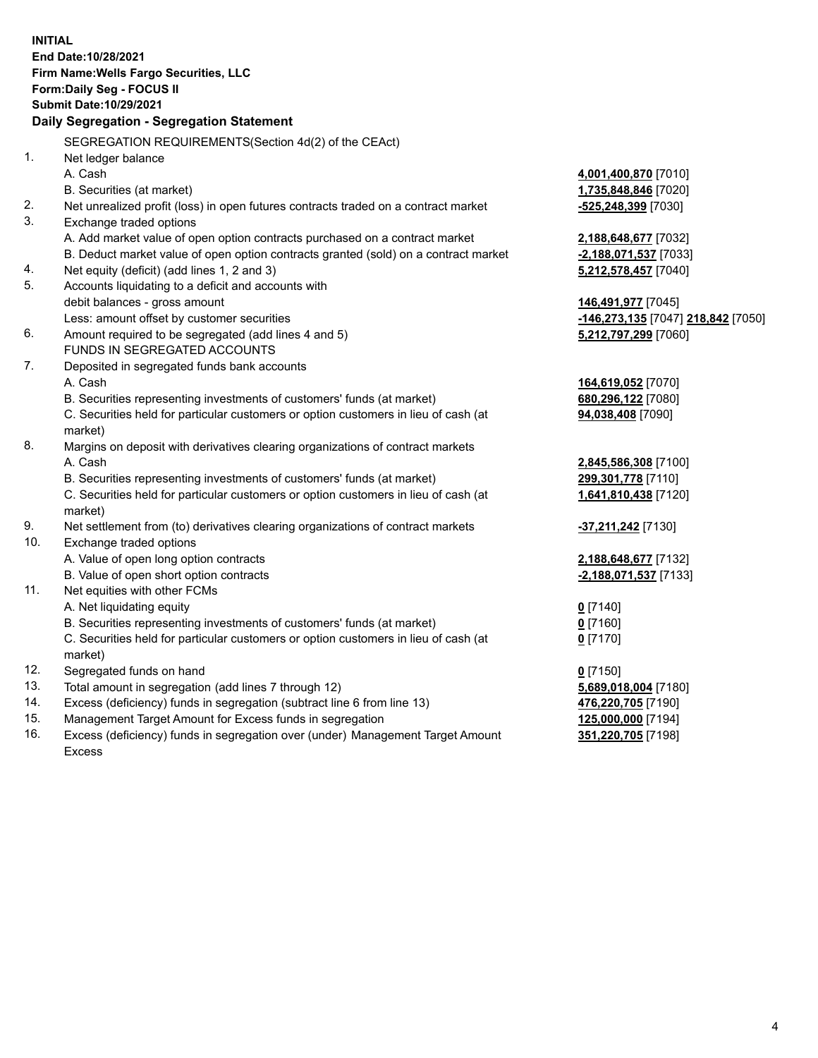**INITIAL**
**End Date:10/28/2021**
**Firm Name:Wells Fargo Securities, LLC**
**Form:Daily Seg - FOCUS II**
**Submit Date:10/29/2021**

**Daily Segregation - Segregation Statement**

| | | |
|---|---|---|
| | SEGREGATION REQUIREMENTS(Section 4d(2) of the CEAct) | |
| 1. | Net ledger balance | |
| | A. Cash | **4,001,400,870** [7010] |
| | B. Securities (at market) | **1,735,848,846** [7020] |
| 2. | Net unrealized profit (loss) in open futures contracts traded on a contract market | **-525,248,399** [7030] |
| 3. | Exchange traded options | |
| | A. Add market value of open option contracts purchased on a contract market | **2,188,648,677** [7032] |
| | B. Deduct market value of open option contracts granted (sold) on a contract market | **-2,188,071,537** [7033] |
| 4. | Net equity (deficit) (add lines 1, 2 and 3) | **5,212,578,457** [7040] |
| 5. | Accounts liquidating to a deficit and accounts with | |
| | debit balances - gross amount | **146,491,977** [7045] |
| | Less: amount offset by customer securities | **-146,273,135** [7047] **218,842** [7050] |
| 6. | Amount required to be segregated (add lines 4 and 5) | **5,212,797,299** [7060] |
| | FUNDS IN SEGREGATED ACCOUNTS | |
| 7. | Deposited in segregated funds bank accounts | |
| | A. Cash | **164,619,052** [7070] |
| | B. Securities representing investments of customers' funds (at market) | **680,296,122** [7080] |
| | C. Securities held for particular customers or option customers in lieu of cash (at market) | **94,038,408** [7090] |
| 8. | Margins on deposit with derivatives clearing organizations of contract markets | |
| | A. Cash | **2,845,586,308** [7100] |
| | B. Securities representing investments of customers' funds (at market) | **299,301,778** [7110] |
| | C. Securities held for particular customers or option customers in lieu of cash (at market) | **1,641,810,438** [7120] |
| 9. | Net settlement from (to) derivatives clearing organizations of contract markets | **-37,211,242** [7130] |
| 10. | Exchange traded options | |
| | A. Value of open long option contracts | **2,188,648,677** [7132] |
| | B. Value of open short option contracts | **-2,188,071,537** [7133] |
| 11. | Net equities with other FCMs | |
| | A. Net liquidating equity | **0** [7140] |
| | B. Securities representing investments of customers' funds (at market) | **0** [7160] |
| | C. Securities held for particular customers or option customers in lieu of cash (at market) | **0** [7170] |
| 12. | Segregated funds on hand | **0** [7150] |
| 13. | Total amount in segregation (add lines 7 through 12) | **5,689,018,004** [7180] |
| 14. | Excess (deficiency) funds in segregation (subtract line 6 from line 13) | **476,220,705** [7190] |
| 15. | Management Target Amount for Excess funds in segregation | **125,000,000** [7194] |
| 16. | Excess (deficiency) funds in segregation over (under) Management Target Amount Excess | **351,220,705** [7198] |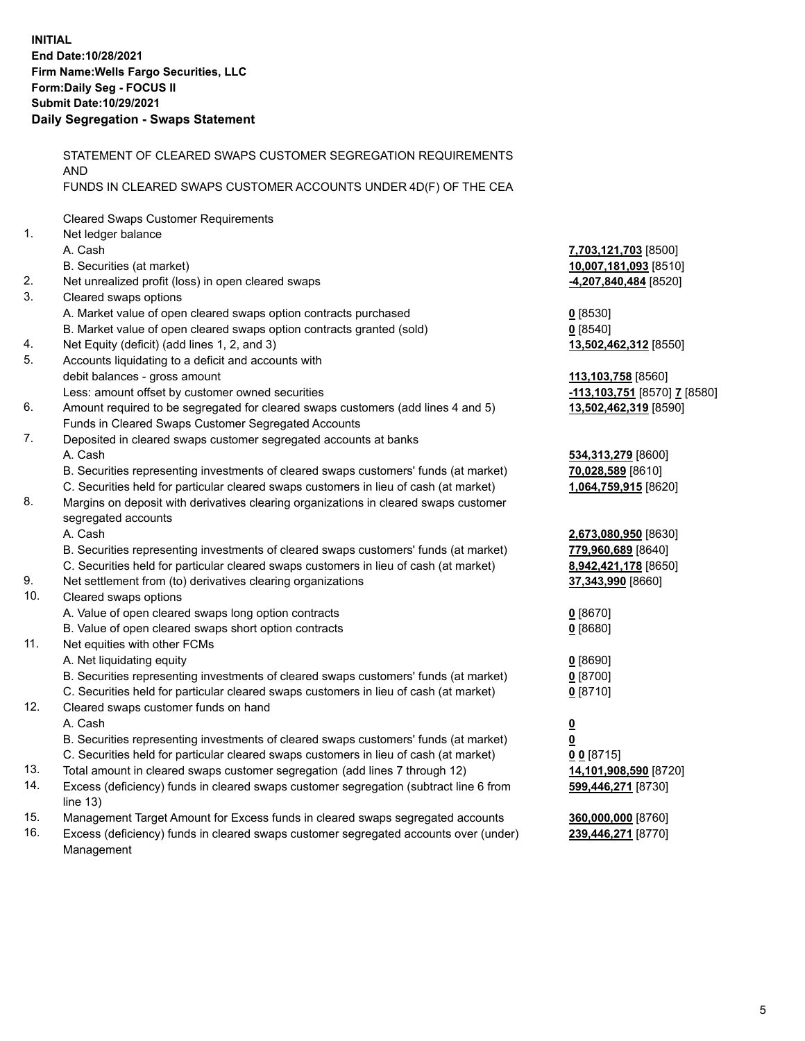**INITIAL**
**End Date:10/28/2021**
**Firm Name:Wells Fargo Securities, LLC**
**Form:Daily Seg - FOCUS II**
**Submit Date:10/29/2021**
**Daily Segregation - Swaps Statement**

STATEMENT OF CLEARED SWAPS CUSTOMER SEGREGATION REQUIREMENTS AND FUNDS IN CLEARED SWAPS CUSTOMER ACCOUNTS UNDER 4D(F) OF THE CEA

| | | |
|---|---|---|
| | Cleared Swaps Customer Requirements | |
| 1. | Net ledger balance | |
| | A. Cash | 7,703,121,703 [8500] |
| | B. Securities (at market) | 10,007,181,093 [8510] |
| 2. | Net unrealized profit (loss) in open cleared swaps | -4,207,840,484 [8520] |
| 3. | Cleared swaps options | |
| | A. Market value of open cleared swaps option contracts purchased | 0 [8530] |
| | B. Market value of open cleared swaps option contracts granted (sold) | 0 [8540] |
| 4. | Net Equity (deficit) (add lines 1, 2, and 3) | 13,502,462,312 [8550] |
| 5. | Accounts liquidating to a deficit and accounts with debit balances - gross amount | 113,103,758 [8560] |
| | Less: amount offset by customer owned securities | -113,103,751 [8570] 7 [8580] |
| 6. | Amount required to be segregated for cleared swaps customers (add lines 4 and 5) | 13,502,462,319 [8590] |
| | Funds in Cleared Swaps Customer Segregated Accounts | |
| 7. | Deposited in cleared swaps customer segregated accounts at banks | |
| | A. Cash | 534,313,279 [8600] |
| | B. Securities representing investments of cleared swaps customers' funds (at market) | 70,028,589 [8610] |
| | C. Securities held for particular cleared swaps customers in lieu of cash (at market) | 1,064,759,915 [8620] |
| 8. | Margins on deposit with derivatives clearing organizations in cleared swaps customer segregated accounts | |
| | A. Cash | 2,673,080,950 [8630] |
| | B. Securities representing investments of cleared swaps customers' funds (at market) | 779,960,689 [8640] |
| | C. Securities held for particular cleared swaps customers in lieu of cash (at market) | 8,942,421,178 [8650] |
| 9. | Net settlement from (to) derivatives clearing organizations | 37,343,990 [8660] |
| 10. | Cleared swaps options | |
| | A. Value of open cleared swaps long option contracts | 0 [8670] |
| | B. Value of open cleared swaps short option contracts | 0 [8680] |
| 11. | Net equities with other FCMs | |
| | A. Net liquidating equity | 0 [8690] |
| | B. Securities representing investments of cleared swaps customers' funds (at market) | 0 [8700] |
| | C. Securities held for particular cleared swaps customers in lieu of cash (at market) | 0 [8710] |
| 12. | Cleared swaps customer funds on hand | |
| | A. Cash | 0 |
| | B. Securities representing investments of cleared swaps customers' funds (at market) | 0 |
| | C. Securities held for particular cleared swaps customers in lieu of cash (at market) | 0 0 [8715] |
| 13. | Total amount in cleared swaps customer segregation (add lines 7 through 12) | 14,101,908,590 [8720] |
| 14. | Excess (deficiency) funds in cleared swaps customer segregation (subtract line 6 from line 13) | 599,446,271 [8730] |
| 15. | Management Target Amount for Excess funds in cleared swaps segregated accounts | 360,000,000 [8760] |
| 16. | Excess (deficiency) funds in cleared swaps customer segregated accounts over (under) Management | 239,446,271 [8770] |